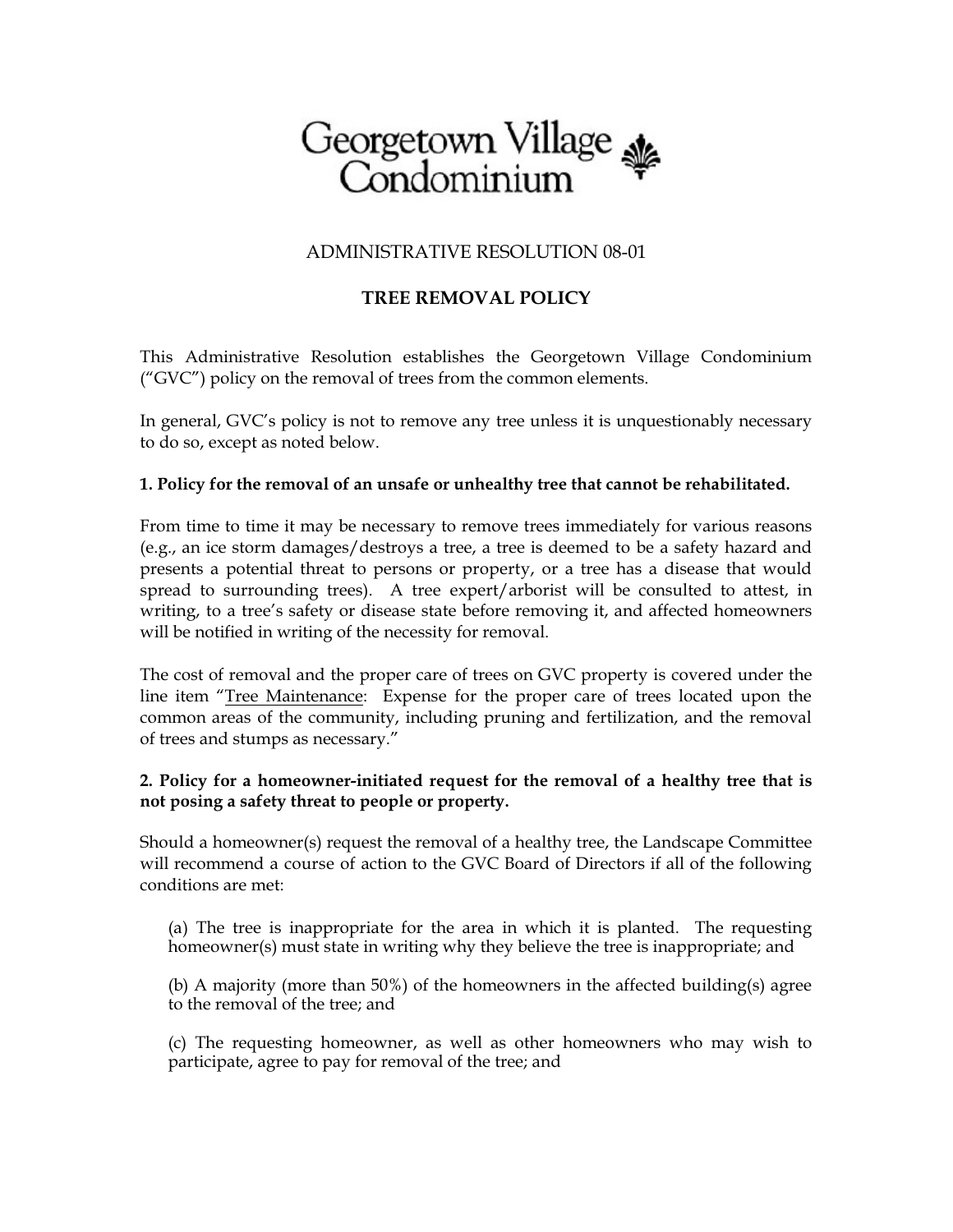# Georgetown Village Condominium

ADMINISTRATIVE RESOLUTION 08-01

## TREE REMOVAL POLICY

This Administrative Resolution establishes the Georgetown Village Condominium ("GVC") policy on the removal of trees from the common elements.

In general, GVC's policy is not to remove any tree unless it is unquestionably necessary to do so, except as noted below.

**1. Policy for the removal of an unsafe or unhealthy tree that cannot be rehabilitated.**

From time to time it may be necessary to remove trees immediately for various reasons (e.g., an ice storm damages/destroys a tree, a tree is deemed to be a safety hazard and presents a potential threat to persons or property, or a tree has a disease that would spread to surrounding trees). A tree expert/arborist will be consulted to attest, in writing, to a tree's safety or disease state before removing it, and affected homeowners will be notified in writing of the necessity for removal.

The cost of removal and the proper care of trees on GVC property is covered under the line item "Tree Maintenance: Expense for the proper care of trees located upon the common areas of the community, including pruning and fertilization, and the removal of trees and stumps as necessary."

**2. Policy for a homeowner-initiated request for the removal of a healthy tree that is not posing a safety threat to people or property.**

Should a homeowner(s) request the removal of a healthy tree, the Landscape Committee will recommend a course of action to the GVC Board of Directors if all of the following conditions are met:

(a) The tree is inappropriate for the area in which it is planted. The requesting homeowner(s) must state in writing why they believe the tree is inappropriate; and

(b) A majority (more than 50%) of the homeowners in the affected building(s) agree to the removal of the tree; and

(c) The requesting homeowner, as well as other homeowners who may wish to participate, agree to pay for removal of the tree; and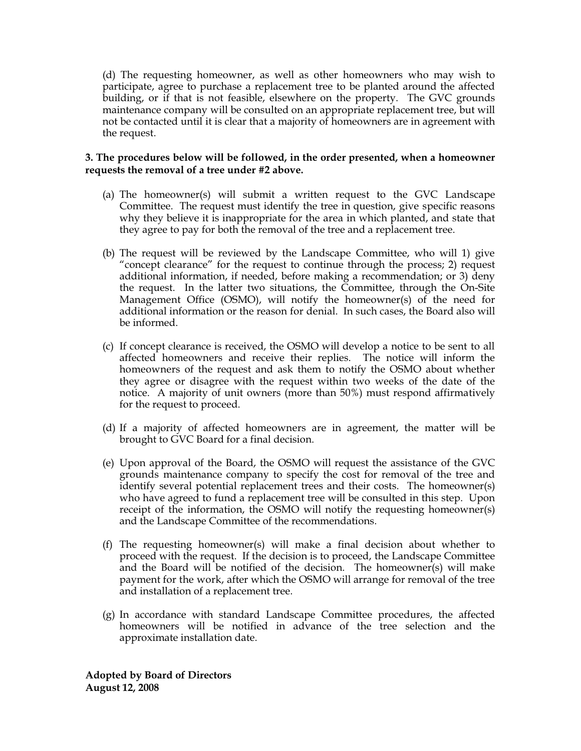(d) The requesting homeowner, as well as other homeowners who may wish to participate, agree to purchase a replacement tree to be planted around the affected building, or if that is not feasible, elsewhere on the property. The GVC grounds maintenance company will be consulted on an appropriate replacement tree, but will not be contacted until it is clear that a majority of homeowners are in agreement with the request.

**3. The procedures below will be followed, in the order presented, when a homeowner requests the removal of a tree under #2 above.**

(a) The homeowner(s) will submit a written request to the GVC Landscape Committee. The request must identify the tree in question, give specific reasons why they believe it is inappropriate for the area in which planted, and state that they agree to pay for both the removal of the tree and a replacement tree.

(b) The request will be reviewed by the Landscape Committee, who will 1) give "concept clearance" for the request to continue through the process; 2) request additional information, if needed, before making a recommendation; or 3) deny the request. In the latter two situations, the Committee, through the On-Site Management Office (OSMO), will notify the homeowner(s) of the need for additional information or the reason for denial. In such cases, the Board also will be informed.

(c) If concept clearance is received, the OSMO will develop a notice to be sent to all affected homeowners and receive their replies. The notice will inform the homeowners of the request and ask them to notify the OSMO about whether they agree or disagree with the request within two weeks of the date of the notice. A majority of unit owners (more than 50%) must respond affirmatively for the request to proceed.

(d) If a majority of affected homeowners are in agreement, the matter will be brought to GVC Board for a final decision.

(e) Upon approval of the Board, the OSMO will request the assistance of the GVC grounds maintenance company to specify the cost for removal of the tree and identify several potential replacement trees and their costs. The homeowner(s) who have agreed to fund a replacement tree will be consulted in this step. Upon receipt of the information, the OSMO will notify the requesting homeowner(s) and the Landscape Committee of the recommendations.

(f) The requesting homeowner(s) will make a final decision about whether to proceed with the request. If the decision is to proceed, the Landscape Committee and the Board will be notified of the decision. The homeowner(s) will make payment for the work, after which the OSMO will arrange for removal of the tree and installation of a replacement tree.

(g) In accordance with standard Landscape Committee procedures, the affected homeowners will be notified in advance of the tree selection and the approximate installation date.

**Adopted by Board of Directors**
**August 12, 2008**